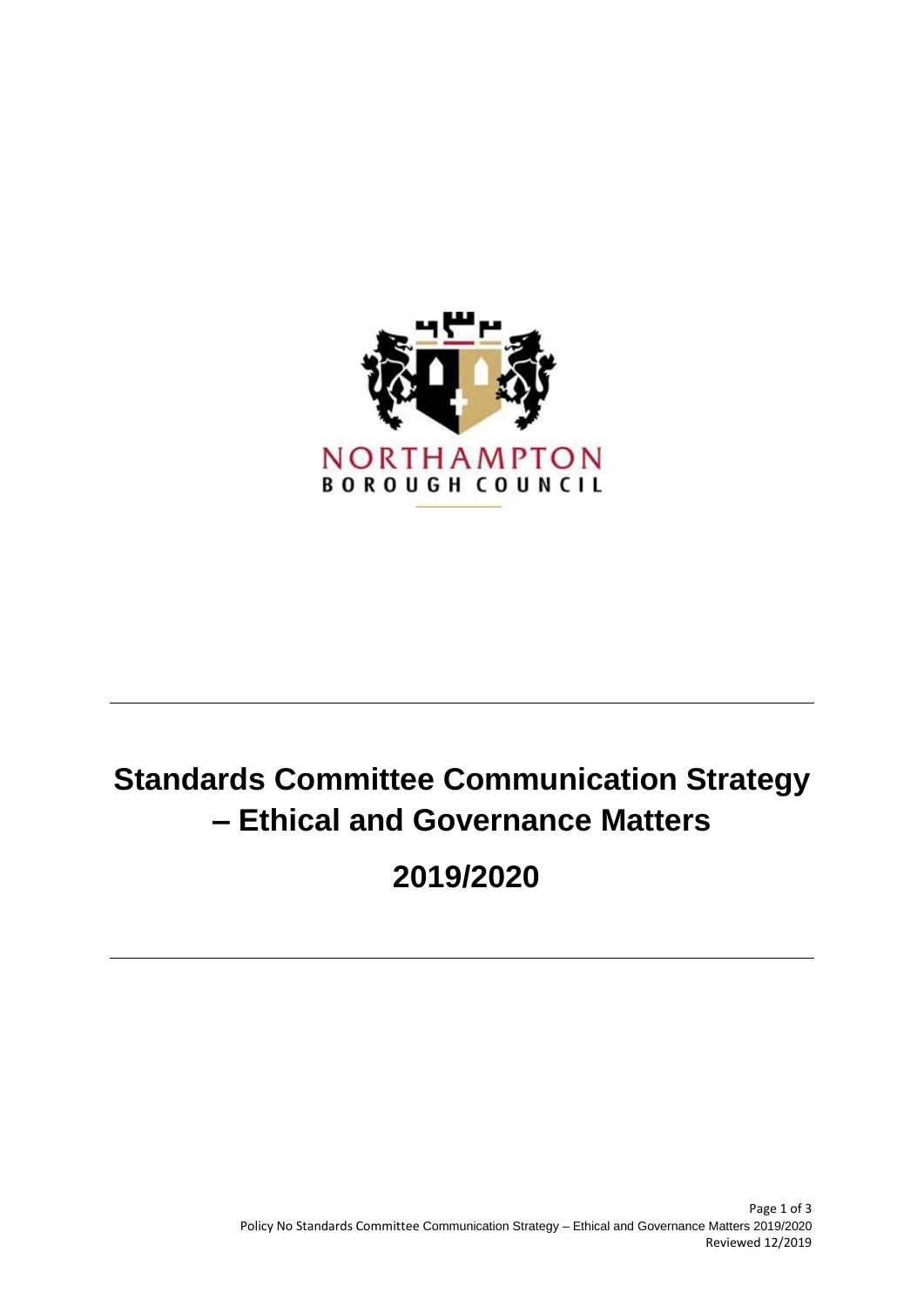NORTHAMPTON
BOROUGH COUNCIL

# Standards Committee Communication Strategy – Ethical and Governance Matters

# 2019/2020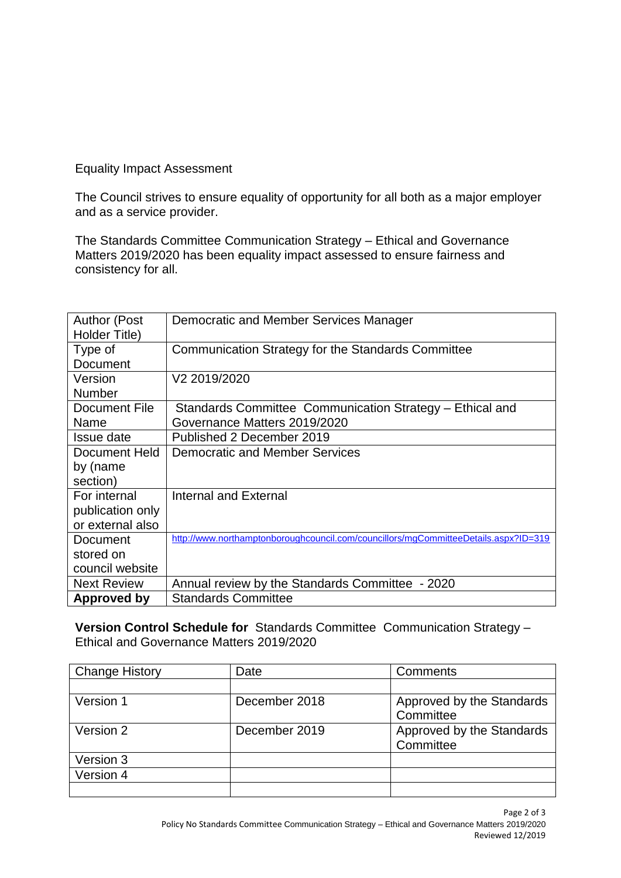Equality Impact Assessment

The Council strives to ensure equality of opportunity for all both as a major employer and as a service provider.

The Standards Committee Communication Strategy – Ethical and Governance Matters 2019/2020 has been equality impact assessed to ensure fairness and consistency for all.

| Author (Post Holder Title) | Democratic and Member Services Manager |
|---|---|
| Type of Document | Communication Strategy for the Standards Committee |
| Version Number | V2 2019/2020 |
| Document File Name | Standards Committee Communication Strategy – Ethical and Governance Matters 2019/2020 |
| Issue date | Published 2 December 2019 |
| Document Held by (name section) | Democratic and Member Services |
| For internal publication only or external also | Internal and External |
| Document stored on council website | http://www.northamptonboroughcouncil.com/councillors/mgCommitteeDetails.aspx?ID=319 |
| Next Review | Annual review by the Standards Committee - 2020 |
| **Approved by** | Standards Committee |

**Version Control Schedule for** Standards Committee Communication Strategy – Ethical and Governance Matters 2019/2020

| Change History | Date | Comments |
|---|---|---|
| | | |
| Version 1 | December 2018 | Approved by the Standards Committee |
| Version 2 | December 2019 | Approved by the Standards Committee |
| Version 3 | | |
| Version 4 | | |
| | | |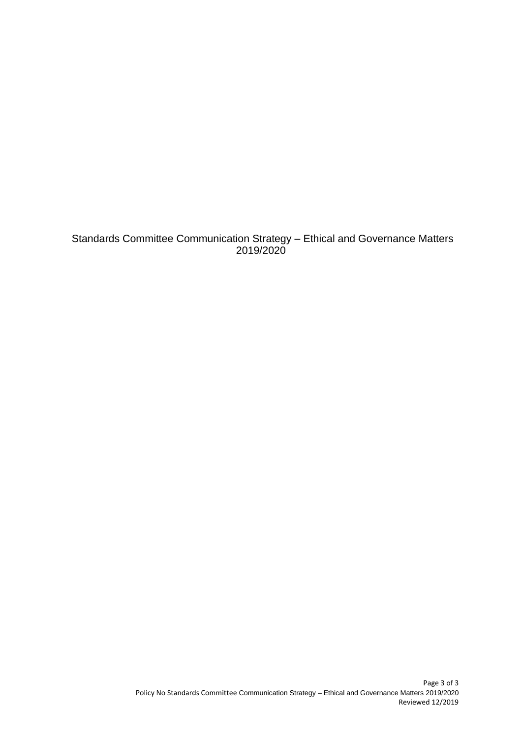Standards Committee Communication Strategy – Ethical and Governance Matters 2019/2020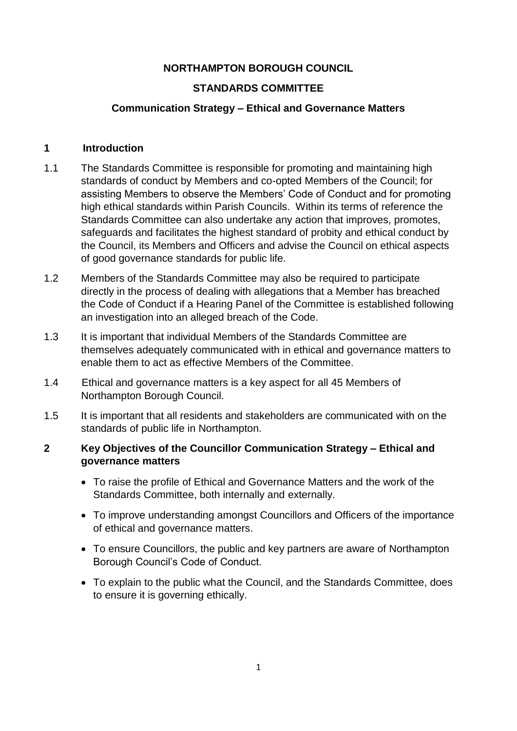**NORTHAMPTON BOROUGH COUNCIL**

**STANDARDS COMMITTEE**

**Communication Strategy – Ethical and Governance Matters**

## 1 Introduction

1.1 The Standards Committee is responsible for promoting and maintaining high standards of conduct by Members and co-opted Members of the Council; for assisting Members to observe the Members' Code of Conduct and for promoting high ethical standards within Parish Councils. Within its terms of reference the Standards Committee can also undertake any action that improves, promotes, safeguards and facilitates the highest standard of probity and ethical conduct by the Council, its Members and Officers and advise the Council on ethical aspects of good governance standards for public life.

1.2 Members of the Standards Committee may also be required to participate directly in the process of dealing with allegations that a Member has breached the Code of Conduct if a Hearing Panel of the Committee is established following an investigation into an alleged breach of the Code.

1.3 It is important that individual Members of the Standards Committee are themselves adequately communicated with in ethical and governance matters to enable them to act as effective Members of the Committee.

1.4 Ethical and governance matters is a key aspect for all 45 Members of Northampton Borough Council.

1.5 It is important that all residents and stakeholders are communicated with on the standards of public life in Northampton.

## 2 Key Objectives of the Councillor Communication Strategy – Ethical and governance matters

- To raise the profile of Ethical and Governance Matters and the work of the Standards Committee, both internally and externally.
- To improve understanding amongst Councillors and Officers of the importance of ethical and governance matters.
- To ensure Councillors, the public and key partners are aware of Northampton Borough Council's Code of Conduct.
- To explain to the public what the Council, and the Standards Committee, does to ensure it is governing ethically.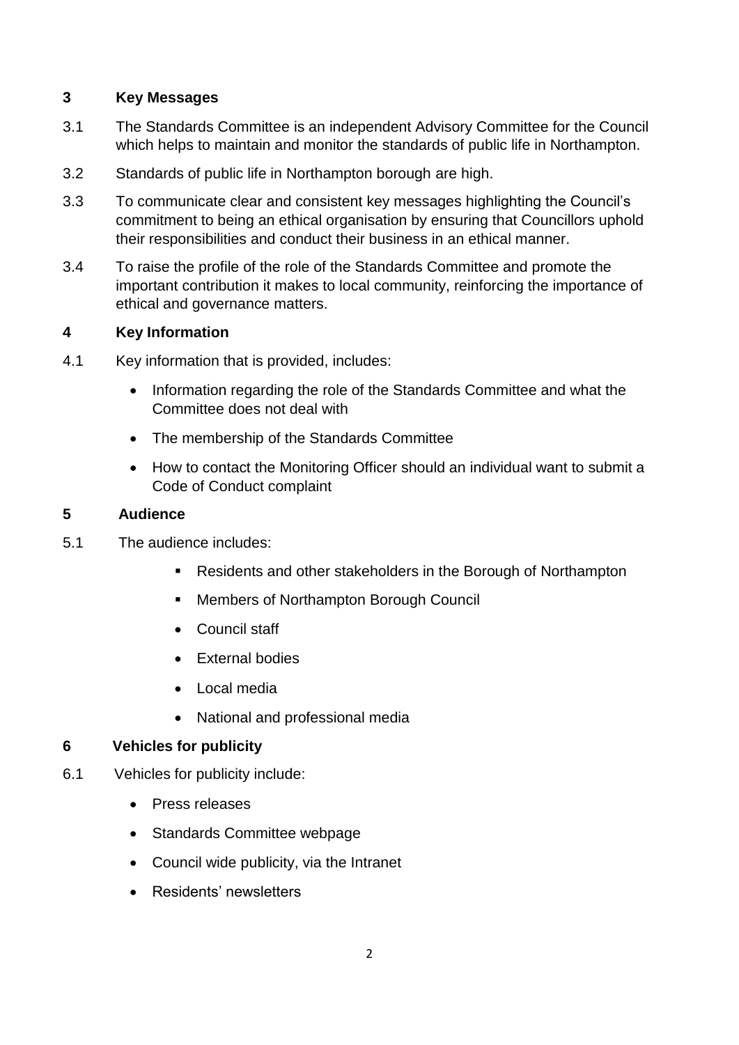## 3 Key Messages

3.1 The Standards Committee is an independent Advisory Committee for the Council which helps to maintain and monitor the standards of public life in Northampton.

3.2 Standards of public life in Northampton borough are high.

3.3 To communicate clear and consistent key messages highlighting the Council's commitment to being an ethical organisation by ensuring that Councillors uphold their responsibilities and conduct their business in an ethical manner.

3.4 To raise the profile of the role of the Standards Committee and promote the important contribution it makes to local community, reinforcing the importance of ethical and governance matters.

## 4 Key Information

4.1 Key information that is provided, includes:

- Information regarding the role of the Standards Committee and what the Committee does not deal with
- The membership of the Standards Committee
- How to contact the Monitoring Officer should an individual want to submit a Code of Conduct complaint

## 5 Audience

5.1 The audience includes:

- Residents and other stakeholders in the Borough of Northampton
- Members of Northampton Borough Council
- Council staff
- External bodies
- Local media
- National and professional media

## 6 Vehicles for publicity

6.1 Vehicles for publicity include:

- Press releases
- Standards Committee webpage
- Council wide publicity, via the Intranet
- Residents' newsletters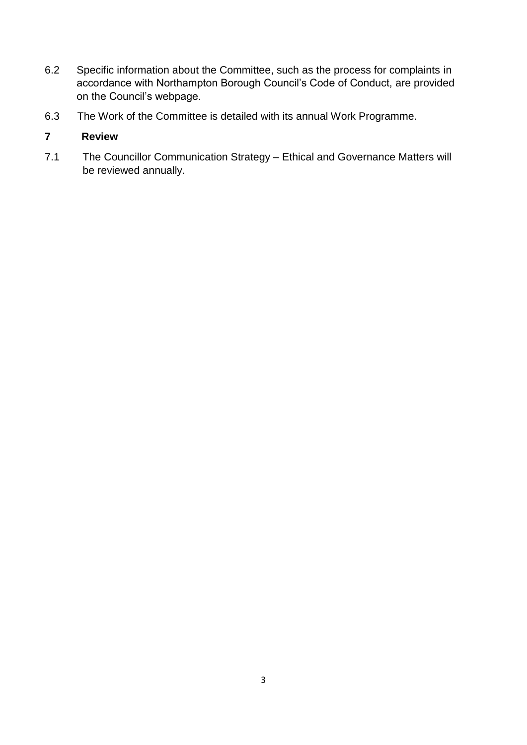6.2 Specific information about the Committee, such as the process for complaints in accordance with Northampton Borough Council's Code of Conduct, are provided on the Council's webpage.

6.3 The Work of the Committee is detailed with its annual Work Programme.

## 7 Review

7.1 The Councillor Communication Strategy – Ethical and Governance Matters will be reviewed annually.